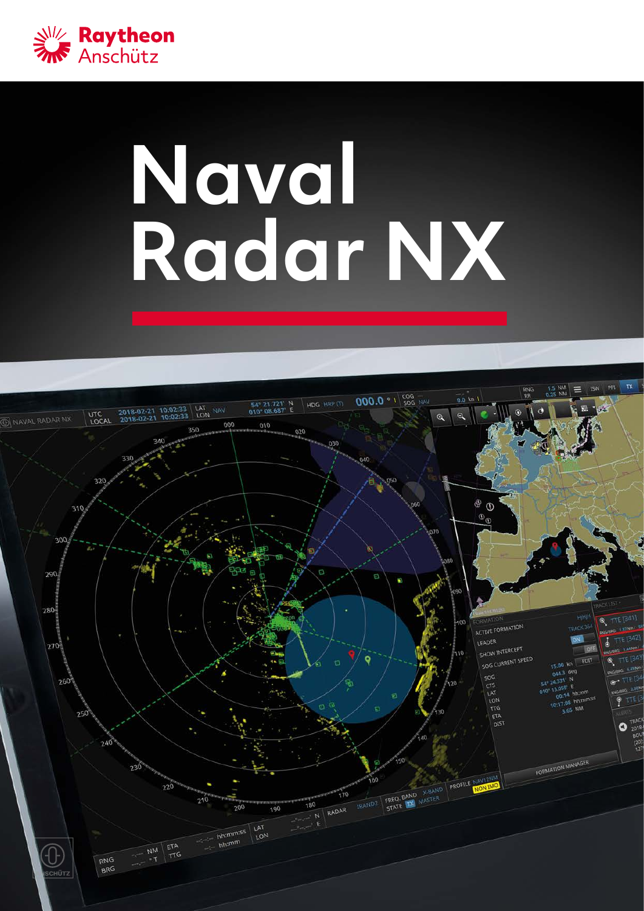Raytheon Anschütz

# Naval Radar NX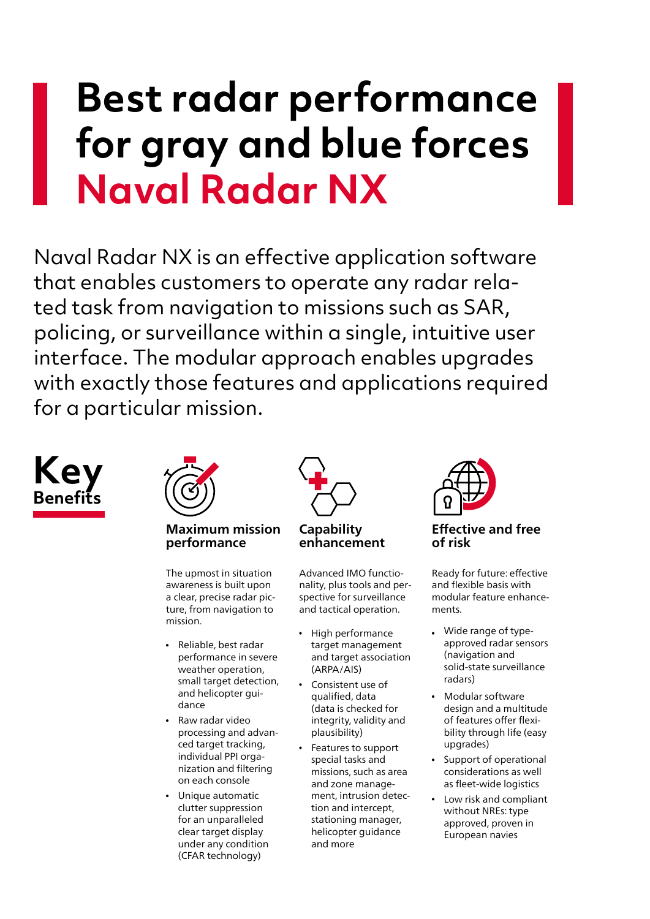# Best radar performance for gray and blue forces Naval Radar NX

Naval Radar NX is an effective application software that enables customers to operate any radar related task from navigation to missions such as SAR, policing, or surveillance within a single, intuitive user interface. The modular approach enables upgrades with exactly those features and applications required for a particular mission.

## Key Benefits

### Maximum mission performance

The upmost in situation awareness is built upon a clear, precise radar picture, from navigation to mission.

- Reliable, best radar performance in severe weather operation, small target detection, and helicopter guidance
- Raw radar video processing and advanced target tracking, individual PPI organization and filtering on each console
- Unique automatic clutter suppression for an unparalleled clear target display under any condition (CFAR technology)

### Capability enhancement

Advanced IMO functionality, plus tools and perspective for surveillance and tactical operation.

- High performance target management and target association (ARPA/AIS)
- Consistent use of qualified, data (data is checked for integrity, validity and plausibility)
- Features to support special tasks and missions, such as area and zone management, intrusion detection and intercept, stationing manager, helicopter guidance and more

### Effective and free of risk

Ready for future: effective and flexible basis with modular feature enhancements.

- Wide range of type-approved radar sensors (navigation and solid-state surveillance radars)
- Modular software design and a multitude of features offer flexibility through life (easy upgrades)
- Support of operational considerations as well as fleet-wide logistics
- Low risk and compliant without NREs: type approved, proven in European navies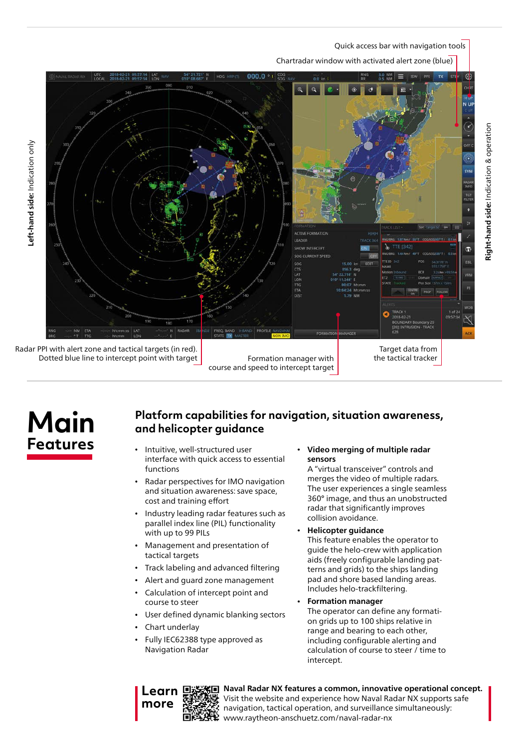Quick access bar with navigation tools

Chartradar window with activated alert zone (blue)

**Left-hand side:** Indication only

**Right-hand side:** Indication & operation

Radar PPI with alert zone and tactical targets (in red). Dotted blue line to intercept point with target

Formation manager with course and speed to intercept target

Target data from the tactical tracker

# Main Features

## Platform capabilities for navigation, situation awareness, and helicopter guidance

- Intuitive, well-structured user interface with quick access to essential functions
- Radar perspectives for IMO navigation and situation awareness: save space, cost and training effort
- Industry leading radar features such as parallel index line (PIL) functionality with up to 99 PILs
- Management and presentation of tactical targets
- Track labeling and advanced filtering
- Alert and guard zone management
- Calculation of intercept point and course to steer
- User defined dynamic blanking sectors
- Chart underlay
- Fully IEC62388 type approved as Navigation Radar

- **Video merging of multiple radar sensors**
  A "virtual transceiver" controls and merges the video of multiple radars. The user experiences a single seamless 360° image, and thus an unobstructed radar that significantly improves collision avoidance.
- **Helicopter guidance**
  This feature enables the operator to guide the helo-crew with application aids (freely configurable landing patterns and grids) to the ships landing pad and shore based landing areas. Includes helo-trackfiltering.
- **Formation manager**
  The operator can define any formation grids up to 100 ships relative in range and bearing to each other, including configurable alerting and calculation of course to steer / time to intercept.

**Learn more**

**Naval Radar NX features a common, innovative operational concept.** Visit the website and experience how Naval Radar NX supports safe navigation, tactical operation, and surveillance simultaneously: www.raytheon-anschuetz.com/naval-radar-nx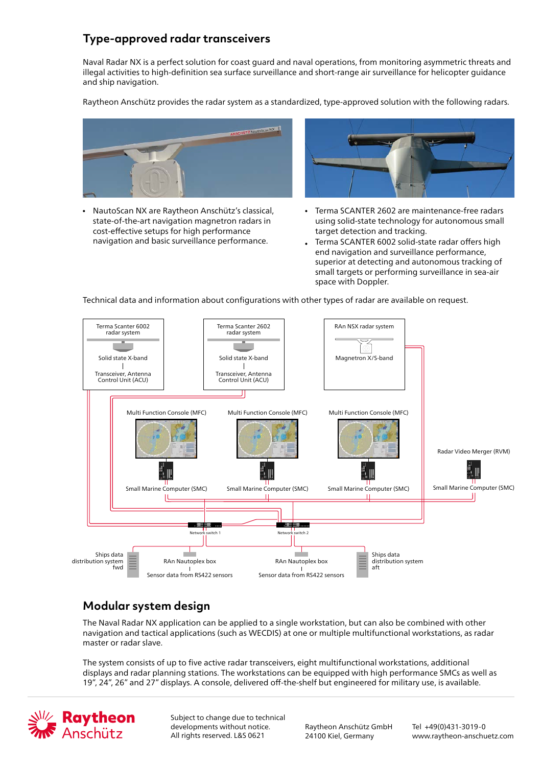## Type-approved radar transceivers

Naval Radar NX is a perfect solution for coast guard and naval operations, from monitoring asymmetric threats and illegal activities to high-definition sea surface surveillance and short-range air surveillance for helicopter guidance and ship navigation.

Raytheon Anschütz provides the radar system as a standardized, type-approved solution with the following radars.

- NautoScan NX are Raytheon Anschütz's classical, state-of-the-art navigation magnetron radars in cost-effective setups for high performance navigation and basic surveillance performance.

- Terma SCANTER 2602 are maintenance-free radars using solid-state technology for autonomous small target detection and tracking.
- Terma SCANTER 6002 solid-state radar offers high end navigation and surveillance performance, superior at detecting and autonomous tracking of small targets or performing surveillance in sea-air space with Doppler.

Technical data and information about configurations with other types of radar are available on request.

Terma Scanter 6002 radar system
Solid state X-band
Transceiver, Antenna Control Unit (ACU)

Terma Scanter 2602 radar system
Solid state X-band
Transceiver, Antenna Control Unit (ACU)

RAn NSX radar system
Magnetron X/S-band

Multi Function Console (MFC)
Small Marine Computer (SMC)

Multi Function Console (MFC)
Small Marine Computer (SMC)

Multi Function Console (MFC)
Small Marine Computer (SMC)

Radar Video Merger (RVM)
Small Marine Computer (SMC)

Network switch 1
Network switch 2

Ships data distribution system fwd
RAn Nautoplex box
Sensor data from RS422 sensors
RAn Nautoplex box
Sensor data from RS422 sensors
Ships data distribution system aft

## Modular system design

The Naval Radar NX application can be applied to a single workstation, but can also be combined with other navigation and tactical applications (such as WECDIS) at one or multiple multifunctional workstations, as radar master or radar slave.

The system consists of up to five active radar transceivers, eight multifunctional workstations, additional displays and radar planning stations. The workstations can be equipped with high performance SMCs as well as 19", 24", 26" and 27" displays. A console, delivered off-the-shelf but engineered for military use, is available.

Raytheon Anschütz

Subject to change due to technical developments without notice.
All rights reserved. L&S 0621

Raytheon Anschütz GmbH
24100 Kiel, Germany

Tel +49(0)431-3019-0
www.raytheon-anschuetz.com